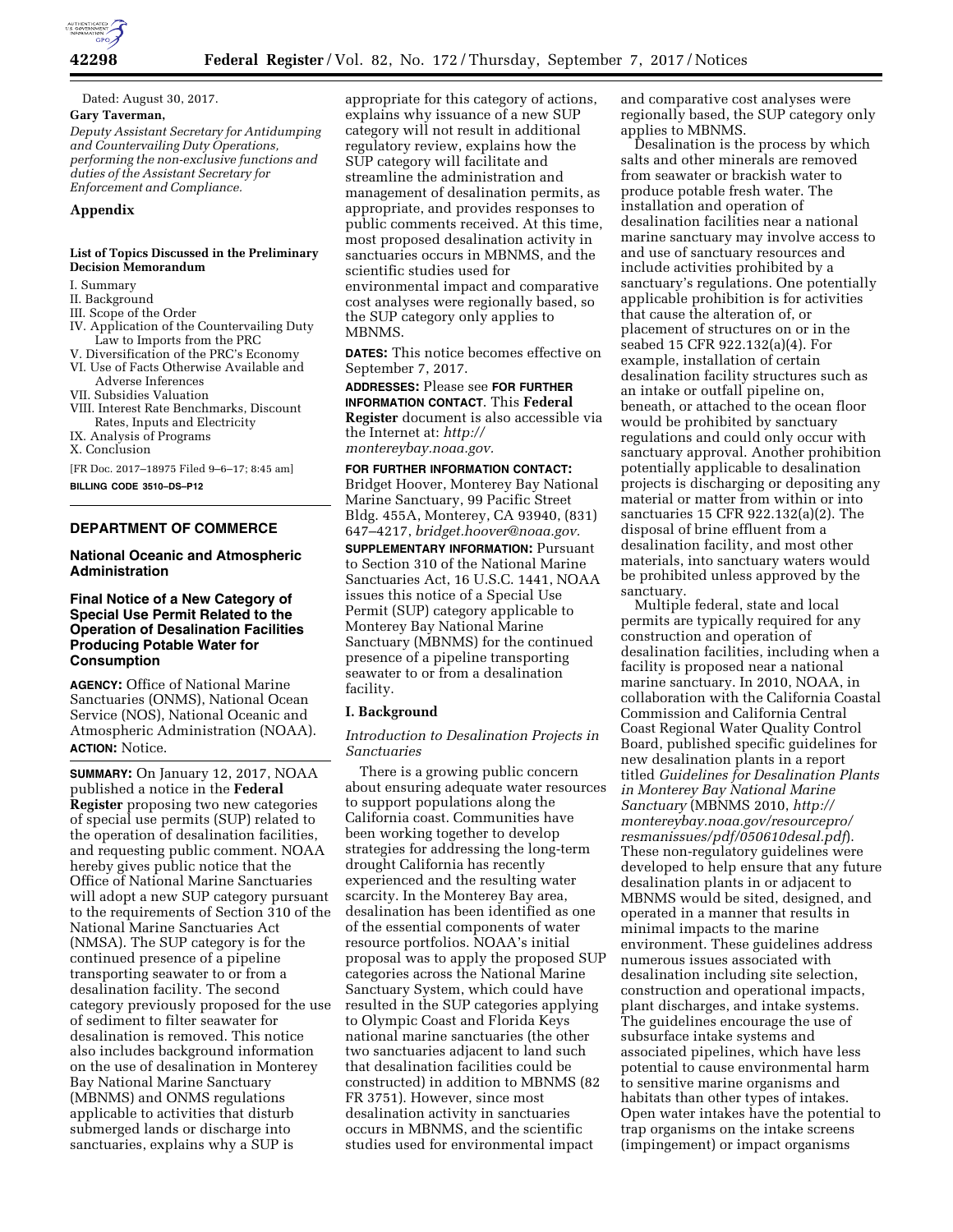Dated: August 30, 2017.

**Gary Taverman,**

*Deputy Assistant Secretary for Antidumping and Countervailing Duty Operations, performing the non-exclusive functions and duties of the Assistant Secretary for Enforcement and Compliance.*

## Appendix

### List of Topics Discussed in the Preliminary Decision Memorandum

I. Summary
II. Background
III. Scope of the Order
IV. Application of the Countervailing Duty Law to Imports from the PRC
V. Diversification of the PRC's Economy
VI. Use of Facts Otherwise Available and Adverse Inferences
VII. Subsidies Valuation
VIII. Interest Rate Benchmarks, Discount Rates, Inputs and Electricity
IX. Analysis of Programs
X. Conclusion

[FR Doc. 2017–18975 Filed 9–6–17; 8:45 am]

**BILLING CODE 3510–DS–P12**

## DEPARTMENT OF COMMERCE

### National Oceanic and Atmospheric Administration

### Final Notice of a New Category of Special Use Permit Related to the Operation of Desalination Facilities Producing Potable Water for Consumption

**AGENCY:** Office of National Marine Sanctuaries (ONMS), National Ocean Service (NOS), National Oceanic and Atmospheric Administration (NOAA).

**ACTION:** Notice.

**SUMMARY:** On January 12, 2017, NOAA published a notice in the **Federal Register** proposing two new categories of special use permits (SUP) related to the operation of desalination facilities, and requesting public comment. NOAA hereby gives public notice that the Office of National Marine Sanctuaries will adopt a new SUP category pursuant to the requirements of Section 310 of the National Marine Sanctuaries Act (NMSA). The SUP category is for the continued presence of a pipeline transporting seawater to or from a desalination facility. The second category previously proposed for the use of sediment to filter seawater for desalination is removed. This notice also includes background information on the use of desalination in Monterey Bay National Marine Sanctuary (MBNMS) and ONMS regulations applicable to activities that disturb submerged lands or discharge into sanctuaries, explains why a SUP is appropriate for this category of actions, explains why issuance of a new SUP category will not result in additional regulatory review, explains how the SUP category will facilitate and streamline the administration and management of desalination permits, as appropriate, and provides responses to public comments received. At this time, most proposed desalination activity in sanctuaries occurs in MBNMS, and the scientific studies used for environmental impact and comparative cost analyses were regionally based, so the SUP category only applies to MBNMS.

**DATES:** This notice becomes effective on September 7, 2017.

**ADDRESSES:** Please see **FOR FURTHER INFORMATION CONTACT**. This **Federal Register** document is also accessible via the Internet at: *http://montereybay.noaa.gov.*

**FOR FURTHER INFORMATION CONTACT:** Bridget Hoover, Monterey Bay National Marine Sanctuary, 99 Pacific Street Bldg. 455A, Monterey, CA 93940, (831) 647–4217, *bridget.hoover@noaa.gov.*

**SUPPLEMENTARY INFORMATION:** Pursuant to Section 310 of the National Marine Sanctuaries Act, 16 U.S.C. 1441, NOAA issues this notice of a Special Use Permit (SUP) category applicable to Monterey Bay National Marine Sanctuary (MBNMS) for the continued presence of a pipeline transporting seawater to or from a desalination facility.

## I. Background

### *Introduction to Desalination Projects in Sanctuaries*

There is a growing public concern about ensuring adequate water resources to support populations along the California coast. Communities have been working together to develop strategies for addressing the long-term drought California has recently experienced and the resulting water scarcity. In the Monterey Bay area, desalination has been identified as one of the essential components of water resource portfolios. NOAA's initial proposal was to apply the proposed SUP categories across the National Marine Sanctuary System, which could have resulted in the SUP categories applying to Olympic Coast and Florida Keys national marine sanctuaries (the other two sanctuaries adjacent to land such that desalination facilities could be constructed) in addition to MBNMS (82 FR 3751). However, since most desalination activity in sanctuaries occurs in MBNMS, and the scientific studies used for environmental impact and comparative cost analyses were regionally based, the SUP category only applies to MBNMS.

Desalination is the process by which salts and other minerals are removed from seawater or brackish water to produce potable fresh water. The installation and operation of desalination facilities near a national marine sanctuary may involve access to and use of sanctuary resources and include activities prohibited by a sanctuary's regulations. One potentially applicable prohibition is for activities that cause the alteration of, or placement of structures on or in the seabed 15 CFR 922.132(a)(4). For example, installation of certain desalination facility structures such as an intake or outfall pipeline on, beneath, or attached to the ocean floor would be prohibited by sanctuary regulations and could only occur with sanctuary approval. Another prohibition potentially applicable to desalination projects is discharging or depositing any material or matter from within or into sanctuaries 15 CFR 922.132(a)(2). The disposal of brine effluent from a desalination facility, and most other materials, into sanctuary waters would be prohibited unless approved by the sanctuary.

Multiple federal, state and local permits are typically required for any construction and operation of desalination facilities, including when a facility is proposed near a national marine sanctuary. In 2010, NOAA, in collaboration with the California Coastal Commission and California Central Coast Regional Water Quality Control Board, published specific guidelines for new desalination plants in a report titled *Guidelines for Desalination Plants in Monterey Bay National Marine Sanctuary* (MBNMS 2010, *http://montereybay.noaa.gov/resourcepro/resmanissues/pdf/050610desal.pdf*). These non-regulatory guidelines were developed to help ensure that any future desalination plants in or adjacent to MBNMS would be sited, designed, and operated in a manner that results in minimal impacts to the marine environment. These guidelines address numerous issues associated with desalination including site selection, construction and operational impacts, plant discharges, and intake systems. The guidelines encourage the use of subsurface intake systems and associated pipelines, which have less potential to cause environmental harm to sensitive marine organisms and habitats than other types of intakes. Open water intakes have the potential to trap organisms on the intake screens (impingement) or impact organisms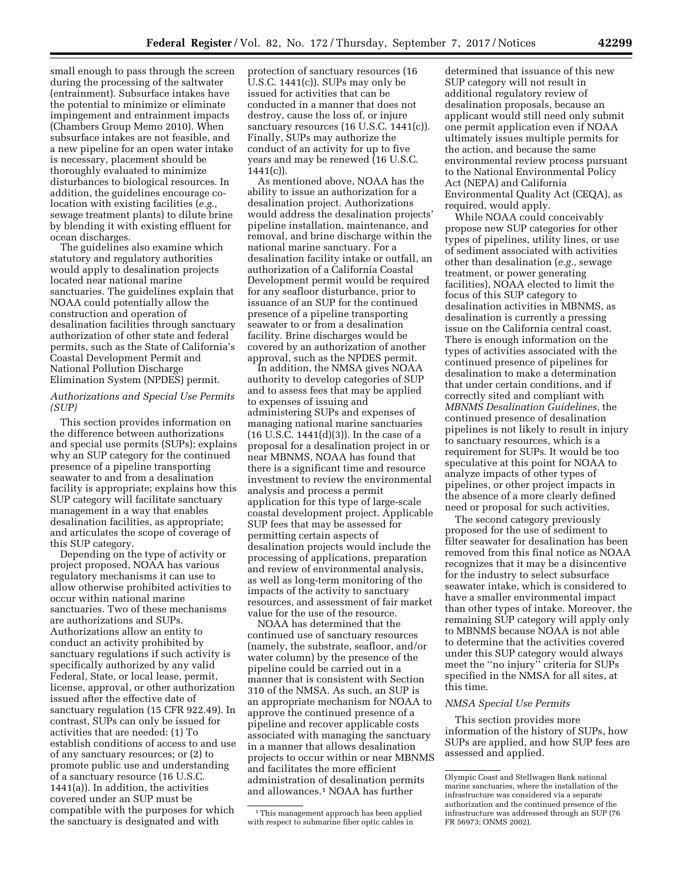small enough to pass through the screen during the processing of the saltwater (entrainment). Subsurface intakes have the potential to minimize or eliminate impingement and entrainment impacts (Chambers Group Memo 2010). When subsurface intakes are not feasible, and a new pipeline for an open water intake is necessary, placement should be thoroughly evaluated to minimize disturbances to biological resources. In addition, the guidelines encourage co-location with existing facilities (*e.g.,* sewage treatment plants) to dilute brine by blending it with existing effluent for ocean discharges.

The guidelines also examine which statutory and regulatory authorities would apply to desalination projects located near national marine sanctuaries. The guidelines explain that NOAA could potentially allow the construction and operation of desalination facilities through sanctuary authorization of other state and federal permits, such as the State of California's Coastal Development Permit and National Pollution Discharge Elimination System (NPDES) permit.

*Authorizations and Special Use Permits (SUP)*

This section provides information on the difference between authorizations and special use permits (SUPs); explains why an SUP category for the continued presence of a pipeline transporting seawater to and from a desalination facility is appropriate; explains how this SUP category will facilitate sanctuary management in a way that enables desalination facilities, as appropriate; and articulates the scope of coverage of this SUP category.

Depending on the type of activity or project proposed, NOAA has various regulatory mechanisms it can use to allow otherwise prohibited activities to occur within national marine sanctuaries. Two of these mechanisms are authorizations and SUPs. Authorizations allow an entity to conduct an activity prohibited by sanctuary regulations if such activity is specifically authorized by any valid Federal, State, or local lease, permit, license, approval, or other authorization issued after the effective date of sanctuary regulation (15 CFR 922.49). In contrast, SUPs can only be issued for activities that are needed: (1) To establish conditions of access to and use of any sanctuary resources; or (2) to promote public use and understanding of a sanctuary resource (16 U.S.C. 1441(a)). In addition, the activities covered under an SUP must be compatible with the purposes for which the sanctuary is designated and with protection of sanctuary resources (16 U.S.C. 1441(c)). SUPs may only be issued for activities that can be conducted in a manner that does not destroy, cause the loss of, or injure sanctuary resources (16 U.S.C. 1441(c)). Finally, SUPs may authorize the conduct of an activity for up to five years and may be renewed (16 U.S.C. 1441(c)).

As mentioned above, NOAA has the ability to issue an authorization for a desalination project. Authorizations would address the desalination projects' pipeline installation, maintenance, and removal, and brine discharge within the national marine sanctuary. For a desalination facility intake or outfall, an authorization of a California Coastal Development permit would be required for any seafloor disturbance, prior to issuance of an SUP for the continued presence of a pipeline transporting seawater to or from a desalination facility. Brine discharges would be covered by an authorization of another approval, such as the NPDES permit.

In addition, the NMSA gives NOAA authority to develop categories of SUP and to assess fees that may be applied to expenses of issuing and administering SUPs and expenses of managing national marine sanctuaries (16 U.S.C. 1441(d)(3)). In the case of a proposal for a desalination project in or near MBNMS, NOAA has found that there is a significant time and resource investment to review the environmental analysis and process a permit application for this type of large-scale coastal development project. Applicable SUP fees that may be assessed for permitting certain aspects of desalination projects would include the processing of applications, preparation and review of environmental analysis, as well as long-term monitoring of the impacts of the activity to sanctuary resources, and assessment of fair market value for the use of the resource.

NOAA has determined that the continued use of sanctuary resources (namely, the substrate, seafloor, and/or water column) by the presence of the pipeline could be carried out in a manner that is consistent with Section 310 of the NMSA. As such, an SUP is an appropriate mechanism for NOAA to approve the continued presence of a pipeline and recover applicable costs associated with managing the sanctuary in a manner that allows desalination projects to occur within or near MBNMS and facilitates the more efficient administration of desalination permits and allowances.[1] NOAA has further determined that issuance of this new SUP category will not result in additional regulatory review of desalination proposals, because an applicant would still need only submit one permit application even if NOAA ultimately issues multiple permits for the action, and because the same environmental review process pursuant to the National Environmental Policy Act (NEPA) and California Environmental Quality Act (CEQA), as required, would apply.

While NOAA could conceivably propose new SUP categories for other types of pipelines, utility lines, or use of sediment associated with activities other than desalination (*e.g.,* sewage treatment, or power generating facilities), NOAA elected to limit the focus of this SUP category to desalination activities in MBNMS, as desalination is currently a pressing issue on the California central coast. There is enough information on the types of activities associated with the continued presence of pipelines for desalination to make a determination that under certain conditions, and if correctly sited and compliant with *MBNMS Desalination Guidelines,* the continued presence of desalination pipelines is not likely to result in injury to sanctuary resources, which is a requirement for SUPs. It would be too speculative at this point for NOAA to analyze impacts of other types of pipelines, or other project impacts in the absence of a more clearly defined need or proposal for such activities.

The second category previously proposed for the use of sediment to filter seawater for desalination has been removed from this final notice as NOAA recognizes that it may be a disincentive for the industry to select subsurface seawater intake, which is considered to have a smaller environmental impact than other types of intake. Moreover, the remaining SUP category will apply only to MBNMS because NOAA is not able to determine that the activities covered under this SUP category would always meet the "no injury" criteria for SUPs specified in the NMSA for all sites, at this time.

*NMSA Special Use Permits*

This section provides more information of the history of SUPs, how SUPs are applied, and how SUP fees are assessed and applied.

[1] This management approach has been applied with respect to submarine fiber optic cables in Olympic Coast and Stellwagen Bank national marine sanctuaries, where the installation of the infrastructure was considered via a separate authorization and the continued presence of the infrastructure was addressed through an SUP (76 FR 56973; ONMS 2002).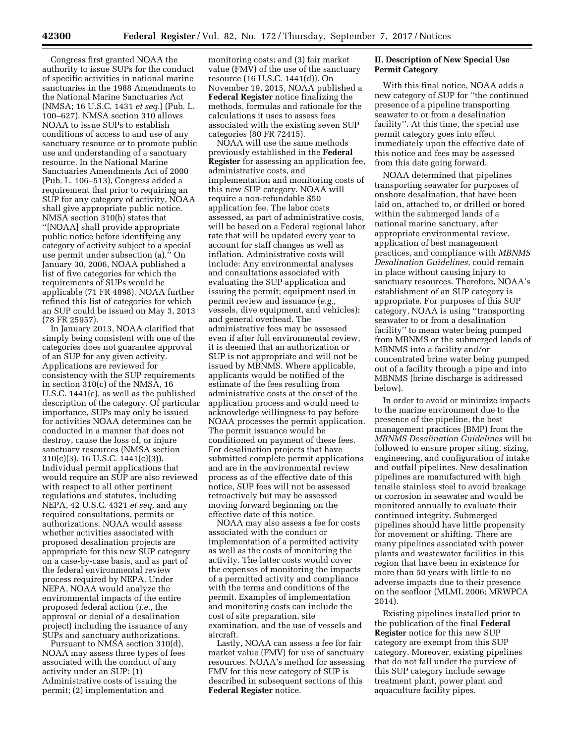Congress first granted NOAA the authority to issue SUPs for the conduct of specific activities in national marine sanctuaries in the 1988 Amendments to the National Marine Sanctuaries Act (NMSA; 16 U.S.C. 1431 *et seq.*) (Pub. L. 100–627). NMSA section 310 allows NOAA to issue SUPs to establish conditions of access to and use of any sanctuary resource or to promote public use and understanding of a sanctuary resource. In the National Marine Sanctuaries Amendments Act of 2000 (Pub. L. 106–513), Congress added a requirement that prior to requiring an SUP for any category of activity, NOAA shall give appropriate public notice. NMSA section 310(b) states that "[NOAA] shall provide appropriate public notice before identifying any category of activity subject to a special use permit under subsection (a)." On January 30, 2006, NOAA published a list of five categories for which the requirements of SUPs would be applicable (71 FR 4898). NOAA further refined this list of categories for which an SUP could be issued on May 3, 2013 (78 FR 25957).

In January 2013, NOAA clarified that simply being consistent with one of the categories does not guarantee approval of an SUP for any given activity. Applications are reviewed for consistency with the SUP requirements in section 310(c) of the NMSA, 16 U.S.C. 1441(c), as well as the published description of the category. Of particular importance, SUPs may only be issued for activities NOAA determines can be conducted in a manner that does not destroy, cause the loss of, or injure sanctuary resources (NMSA section 310(c)(3), 16 U.S.C. 1441(c)(3)). Individual permit applications that would require an SUP are also reviewed with respect to all other pertinent regulations and statutes, including NEPA, 42 U.S.C. 4321 *et seq,* and any required consultations, permits or authorizations. NOAA would assess whether activities associated with proposed desalination projects are appropriate for this new SUP category on a case-by-case basis, and as part of the federal environmental review process required by NEPA. Under NEPA, NOAA would analyze the environmental impacts of the entire proposed federal action (*i.e.,* the approval or denial of a desalination project) including the issuance of any SUPs and sanctuary authorizations.

Pursuant to NMSA section 310(d), NOAA may assess three types of fees associated with the conduct of any activity under an SUP: (1) Administrative costs of issuing the permit; (2) implementation and monitoring costs; and (3) fair market value (FMV) of the use of the sanctuary resource (16 U.S.C. 1441(d)). On November 19, 2015, NOAA published a **Federal Register** notice finalizing the methods, formulas and rationale for the calculations it uses to assess fees associated with the existing seven SUP categories (80 FR 72415).

NOAA will use the same methods previously established in the **Federal Register** for assessing an application fee, administrative costs, and implementation and monitoring costs of this new SUP category. NOAA will require a non-refundable $50 application fee. The labor costs assessed, as part of administrative costs, will be based on a Federal regional labor rate that will be updated every year to account for staff changes as well as inflation. Administrative costs will include: Any environmental analyses and consultations associated with evaluating the SUP application and issuing the permit; equipment used in permit review and issuance (*e.g.,* vessels, dive equipment, and vehicles); and general overhead. The administrative fees may be assessed even if after full environmental review, it is deemed that an authorization or SUP is not appropriate and will not be issued by MBNMS. Where applicable, applicants would be notified of the estimate of the fees resulting from administrative costs at the onset of the application process and would need to acknowledge willingness to pay before NOAA processes the permit application. The permit issuance would be conditioned on payment of these fees. For desalination projects that have submitted complete permit applications and are in the environmental review process as of the effective date of this notice, SUP fees will not be assessed retroactively but may be assessed moving forward beginning on the effective date of this notice.

NOAA may also assess a fee for costs associated with the conduct or implementation of a permitted activity as well as the costs of monitoring the activity. The latter costs would cover the expenses of monitoring the impacts of a permitted activity and compliance with the terms and conditions of the permit. Examples of implementation and monitoring costs can include the cost of site preparation, site examination, and the use of vessels and aircraft.

Lastly, NOAA can assess a fee for fair market value (FMV) for use of sanctuary resources. NOAA's method for assessing FMV for this new category of SUP is described in subsequent sections of this **Federal Register** notice.

## II. Description of New Special Use Permit Category

With this final notice, NOAA adds a new category of SUP for "the continued presence of a pipeline transporting seawater to or from a desalination facility". At this time, the special use permit category goes into effect immediately upon the effective date of this notice and fees may be assessed from this date going forward.

NOAA determined that pipelines transporting seawater for purposes of onshore desalination, that have been laid on, attached to, or drilled or bored within the submerged lands of a national marine sanctuary, after appropriate environmental review, application of best management practices, and compliance with the *MBNMS Desalination Guidelines,* could remain in place without causing injury to sanctuary resources. Therefore, NOAA's establishment of an SUP category is appropriate. For purposes of this SUP category, NOAA is using "transporting seawater to or from a desalination facility" to mean water being pumped from MBNMS or the submerged lands of MBNMS into a facility and/or concentrated brine water being pumped out of a facility through a pipe and into MBNMS (brine discharge is addressed below).

In order to avoid or minimize impacts to the marine environment due to the presence of the pipeline, the best management practices (BMP) from the *MBNMS Desalination Guidelines* will be followed to ensure proper siting, sizing, engineering, and configuration of intake and outfall pipelines. New desalination pipelines are manufactured with high tensile stainless steel to avoid breakage or corrosion in seawater and would be monitored annually to evaluate their continued integrity. Submerged pipelines should have little propensity for movement or shifting. There are many pipelines associated with power plants and wastewater facilities in this region that have been in existence for more than 50 years with little to no adverse impacts due to their presence on the seafloor (MLML 2006; MRWPCA 2014).

Existing pipelines installed prior to the publication of the final **Federal Register** notice for this new SUP category are exempt from this SUP category. Moreover, existing pipelines that do not fall under the purview of this SUP category include sewage treatment plant, power plant and aquaculture facility pipes.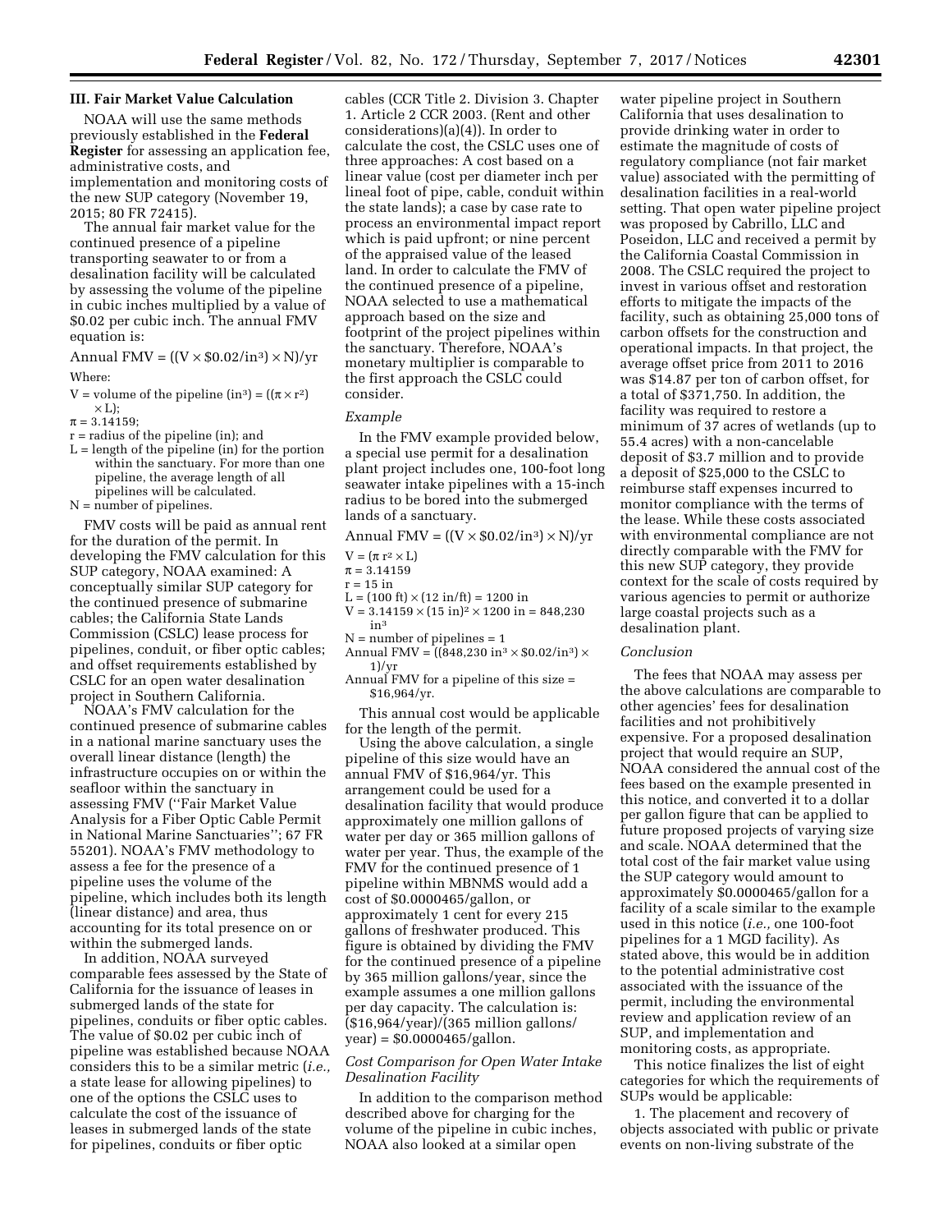### III. Fair Market Value Calculation

NOAA will use the same methods previously established in the **Federal Register** for assessing an application fee, administrative costs, and implementation and monitoring costs of the new SUP category (November 19, 2015; 80 FR 72415).

The annual fair market value for the continued presence of a pipeline transporting seawater to or from a desalination facility will be calculated by assessing the volume of the pipeline in cubic inches multiplied by a value of \$0.02 per cubic inch. The annual FMV equation is:

$$\text{Annual FMV} = ((V \times \$0.02/\text{in}^3) \times N)/\text{yr}$$

Where:

$V$ = volume of the pipeline ($\text{in}^3$) = $((\pi \times r^2) \times L)$;

$\pi$ = 3.14159;

$r$ = radius of the pipeline (in); and

$L$ = length of the pipeline (in) for the portion within the sanctuary. For more than one pipeline, the average length of all pipelines will be calculated.

$N$ = number of pipelines.

FMV costs will be paid as annual rent for the duration of the permit. In developing the FMV calculation for this SUP category, NOAA examined: A conceptually similar SUP category for the continued presence of submarine cables; the California State Lands Commission (CSLC) lease process for pipelines, conduit, or fiber optic cables; and offset requirements established by CSLC for an open water desalination project in Southern California.

NOAA's FMV calculation for the continued presence of submarine cables in a national marine sanctuary uses the overall linear distance (length) the infrastructure occupies on or within the seafloor within the sanctuary in assessing FMV (''Fair Market Value Analysis for a Fiber Optic Cable Permit in National Marine Sanctuaries''; 67 FR 55201). NOAA's FMV methodology to assess a fee for the presence of a pipeline uses the volume of the pipeline, which includes both its length (linear distance) and area, thus accounting for its total presence on or within the submerged lands.

In addition, NOAA surveyed comparable fees assessed by the State of California for the issuance of leases in submerged lands of the state for pipelines, conduits or fiber optic cables. The value of \$0.02 per cubic inch of pipeline was established because NOAA considers this to be a similar metric (*i.e.,* a state lease for allowing pipelines) to one of the options the CSLC uses to calculate the cost of the issuance of leases in submerged lands of the state for pipelines, conduits or fiber optic cables (CCR Title 2. Division 3. Chapter 1. Article 2 CCR 2003. (Rent and other considerations)(a)(4)). In order to calculate the cost, the CSLC uses one of three approaches: A cost based on a linear value (cost per diameter inch per lineal foot of pipe, cable, conduit within the state lands); a case by case rate to process an environmental impact report which is paid upfront; or nine percent of the appraised value of the leased land. In order to calculate the FMV of the continued presence of a pipeline, NOAA selected to use a mathematical approach based on the size and footprint of the project pipelines within the sanctuary. Therefore, NOAA's monetary multiplier is comparable to the first approach the CSLC could consider.

#### *Example*

In the FMV example provided below, a special use permit for a desalination plant project includes one, 100-foot long seawater intake pipelines with a 15-inch radius to be bored into the submerged lands of a sanctuary.

$$\text{Annual FMV} = ((V \times \$0.02/\text{in}^3) \times N)/\text{yr}$$

$V = (\pi r^2 \times L)$

$\pi = 3.14159$

$r = 15$ in

$L = (100 \text{ ft}) \times (12 \text{ in/ft}) = 1200$ in

$V = 3.14159 \times (15 \text{ in})^2 \times 1200 \text{ in} = 848{,}230 \text{ in}^3$

$N$ = number of pipelines = 1

Annual FMV = $((848{,}230 \text{ in}^3 \times \$0.02/\text{in}^3) \times 1)/\text{yr}$

Annual FMV for a pipeline of this size = \$16,964/yr.

This annual cost would be applicable for the length of the permit.

Using the above calculation, a single pipeline of this size would have an annual FMV of \$16,964/yr. This arrangement could be used for a desalination facility that would produce approximately one million gallons of water per day or 365 million gallons of water per year. Thus, the example of the FMV for the continued presence of 1 pipeline within MBNMS would add a cost of \$0.0000465/gallon, or approximately 1 cent for every 215 gallons of freshwater produced. This figure is obtained by dividing the FMV for the continued presence of a pipeline by 365 million gallons/year, since the example assumes a one million gallons per day capacity. The calculation is: (\$16,964/year)/(365 million gallons/year) = \$0.0000465/gallon.

#### *Cost Comparison for Open Water Intake Desalination Facility*

In addition to the comparison method described above for charging for the volume of the pipeline in cubic inches, NOAA also looked at a similar open water pipeline project in Southern California that uses desalination to provide drinking water in order to estimate the magnitude of costs of regulatory compliance (not fair market value) associated with the permitting of desalination facilities in a real-world setting. That open water pipeline project was proposed by Cabrillo, LLC and Poseidon, LLC and received a permit by the California Coastal Commission in 2008. The CSLC required the project to invest in various offset and restoration efforts to mitigate the impacts of the facility, such as obtaining 25,000 tons of carbon offsets for the construction and operational impacts. In that project, the average offset price from 2011 to 2016 was \$14.87 per ton of carbon offset, for a total of \$371,750. In addition, the facility was required to restore a minimum of 37 acres of wetlands (up to 55.4 acres) with a non-cancelable deposit of \$3.7 million and to provide a deposit of \$25,000 to the CSLC to reimburse staff expenses incurred to monitor compliance with the terms of the lease. While these costs associated with environmental compliance are not directly comparable with the FMV for this new SUP category, they provide context for the scale of costs required by various agencies to permit or authorize large coastal projects such as a desalination plant.

#### *Conclusion*

The fees that NOAA may assess per the above calculations are comparable to other agencies' fees for desalination facilities and not prohibitively expensive. For a proposed desalination project that would require an SUP, NOAA considered the annual cost of the fees based on the example presented in this notice, and converted it to a dollar per gallon figure that can be applied to future proposed projects of varying size and scale. NOAA determined that the total cost of the fair market value using the SUP category would amount to approximately \$0.0000465/gallon for a facility of a scale similar to the example used in this notice (*i.e.,* one 100-foot pipelines for a 1 MGD facility). As stated above, this would be in addition to the potential administrative cost associated with the issuance of the permit, including the environmental review and application review of an SUP, and implementation and monitoring costs, as appropriate.

This notice finalizes the list of eight categories for which the requirements of SUPs would be applicable:

1. The placement and recovery of objects associated with public or private events on non-living substrate of the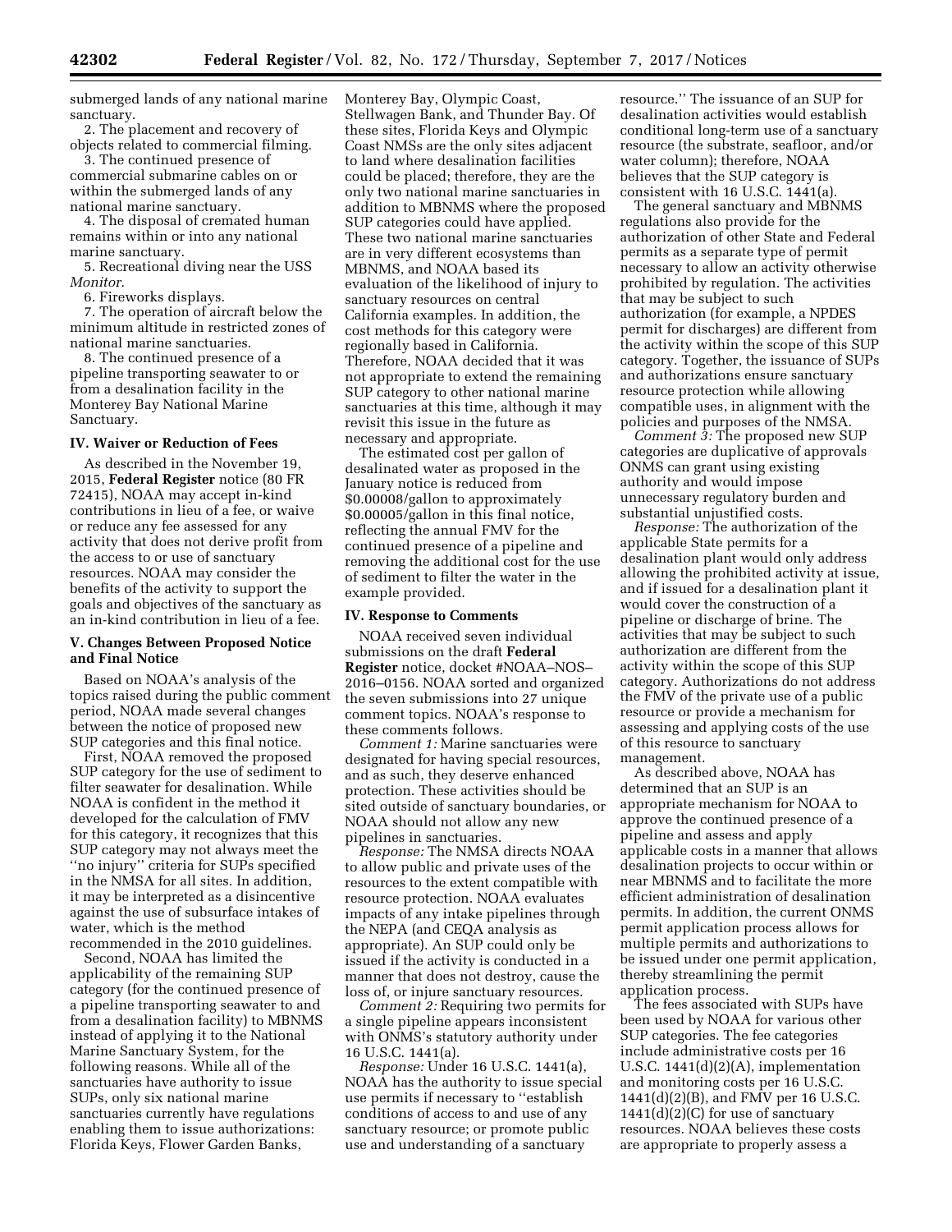submerged lands of any national marine sanctuary.

2. The placement and recovery of objects related to commercial filming.

3. The continued presence of commercial submarine cables on or within the submerged lands of any national marine sanctuary.

4. The disposal of cremated human remains within or into any national marine sanctuary.

5. Recreational diving near the USS *Monitor.*

6. Fireworks displays.

7. The operation of aircraft below the minimum altitude in restricted zones of national marine sanctuaries.

8. The continued presence of a pipeline transporting seawater to or from a desalination facility in the Monterey Bay National Marine Sanctuary.

## IV. Waiver or Reduction of Fees

As described in the November 19, 2015, **Federal Register** notice (80 FR 72415), NOAA may accept in-kind contributions in lieu of a fee, or waive or reduce any fee assessed for any activity that does not derive profit from the access to or use of sanctuary resources. NOAA may consider the benefits of the activity to support the goals and objectives of the sanctuary as an in-kind contribution in lieu of a fee.

## V. Changes Between Proposed Notice and Final Notice

Based on NOAA's analysis of the topics raised during the public comment period, NOAA made several changes between the notice of proposed new SUP categories and this final notice.

First, NOAA removed the proposed SUP category for the use of sediment to filter seawater for desalination. While NOAA is confident in the method it developed for the calculation of FMV for this category, it recognizes that this SUP category may not always meet the ''no injury'' criteria for SUPs specified in the NMSA for all sites. In addition, it may be interpreted as a disincentive against the use of subsurface intakes of water, which is the method recommended in the 2010 guidelines.

Second, NOAA has limited the applicability of the remaining SUP category (for the continued presence of a pipeline transporting seawater to and from a desalination facility) to MBNMS instead of applying it to the National Marine Sanctuary System, for the following reasons. While all of the sanctuaries have authority to issue SUPs, only six national marine sanctuaries currently have regulations enabling them to issue authorizations: Florida Keys, Flower Garden Banks, Monterey Bay, Olympic Coast, Stellwagen Bank, and Thunder Bay. Of these sites, Florida Keys and Olympic Coast NMSs are the only sites adjacent to land where desalination facilities could be placed; therefore, they are the only two national marine sanctuaries in addition to MBNMS where the proposed SUP categories could have applied. These two national marine sanctuaries are in very different ecosystems than MBNMS, and NOAA based its evaluation of the likelihood of injury to sanctuary resources on central California examples. In addition, the cost methods for this category were regionally based in California. Therefore, NOAA decided that it was not appropriate to extend the remaining SUP category to other national marine sanctuaries at this time, although it may revisit this issue in the future as necessary and appropriate.

The estimated cost per gallon of desalinated water as proposed in the January notice is reduced from \$0.00008/gallon to approximately \$0.00005/gallon in this final notice, reflecting the annual FMV for the continued presence of a pipeline and removing the additional cost for the use of sediment to filter the water in the example provided.

## IV. Response to Comments

NOAA received seven individual submissions on the draft **Federal Register** notice, docket #NOAA–NOS–2016–0156. NOAA sorted and organized the seven submissions into 27 unique comment topics. NOAA's response to these comments follows.

*Comment 1:* Marine sanctuaries were designated for having special resources, and as such, they deserve enhanced protection. These activities should be sited outside of sanctuary boundaries, or NOAA should not allow any new pipelines in sanctuaries.

*Response:* The NMSA directs NOAA to allow public and private uses of the resources to the extent compatible with resource protection. NOAA evaluates impacts of any intake pipelines through the NEPA (and CEQA analysis as appropriate). An SUP could only be issued if the activity is conducted in a manner that does not destroy, cause the loss of, or injure sanctuary resources.

*Comment 2:* Requiring two permits for a single pipeline appears inconsistent with ONMS's statutory authority under 16 U.S.C. 1441(a).

*Response:* Under 16 U.S.C. 1441(a), NOAA has the authority to issue special use permits if necessary to ''establish conditions of access to and use of any sanctuary resource; or promote public use and understanding of a sanctuary resource.'' The issuance of an SUP for desalination activities would establish conditional long-term use of a sanctuary resource (the substrate, seafloor, and/or water column); therefore, NOAA believes that the SUP category is consistent with 16 U.S.C. 1441(a).

The general sanctuary and MBNMS regulations also provide for the authorization of other State and Federal permits as a separate type of permit necessary to allow an activity otherwise prohibited by regulation. The activities that may be subject to such authorization (for example, a NPDES permit for discharges) are different from the activity within the scope of this SUP category. Together, the issuance of SUPs and authorizations ensure sanctuary resource protection while allowing compatible uses, in alignment with the policies and purposes of the NMSA.

*Comment 3:* The proposed new SUP categories are duplicative of approvals ONMS can grant using existing authority and would impose unnecessary regulatory burden and substantial unjustified costs.

*Response:* The authorization of the applicable State permits for a desalination plant would only address allowing the prohibited activity at issue, and if issued for a desalination plant it would cover the construction of a pipeline or discharge of brine. The activities that may be subject to such authorization are different from the activity within the scope of this SUP category. Authorizations do not address the FMV of the private use of a public resource or provide a mechanism for assessing and applying costs of the use of this resource to sanctuary management.

As described above, NOAA has determined that an SUP is an appropriate mechanism for NOAA to approve the continued presence of a pipeline and assess and apply applicable costs in a manner that allows desalination projects to occur within or near MBNMS and to facilitate the more efficient administration of desalination permits. In addition, the current ONMS permit application process allows for multiple permits and authorizations to be issued under one permit application, thereby streamlining the permit application process.

The fees associated with SUPs have been used by NOAA for various other SUP categories. The fee categories include administrative costs per 16 U.S.C. 1441(d)(2)(A), implementation and monitoring costs per 16 U.S.C. 1441(d)(2)(B), and FMV per 16 U.S.C. 1441(d)(2)(C) for use of sanctuary resources. NOAA believes these costs are appropriate to properly assess a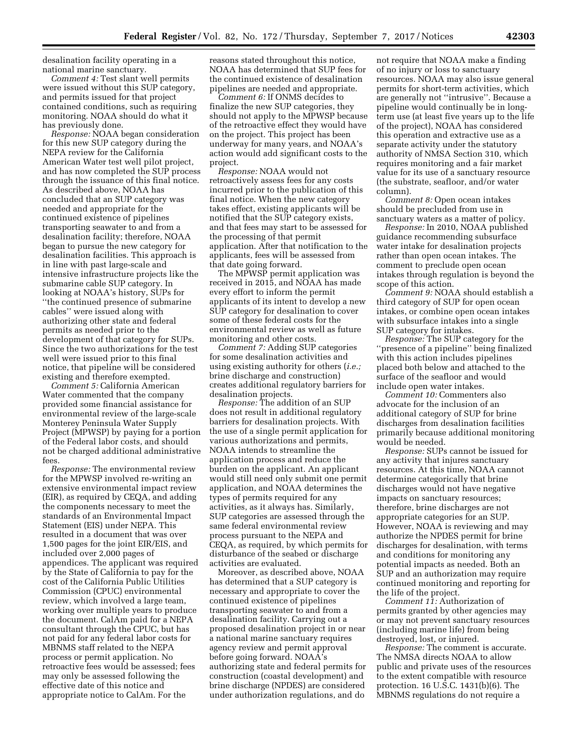desalination facility operating in a national marine sanctuary.

*Comment 4:* Test slant well permits were issued without this SUP category, and permits issued for that project contained conditions, such as requiring monitoring. NOAA should do what it has previously done.

*Response:* NOAA began consideration for this new SUP category during the NEPA review for the California American Water test well pilot project, and has now completed the SUP process through the issuance of this final notice. As described above, NOAA has concluded that an SUP category was needed and appropriate for the continued existence of pipelines transporting seawater to and from a desalination facility; therefore, NOAA began to pursue the new category for desalination facilities. This approach is in line with past large-scale and intensive infrastructure projects like the submarine cable SUP category. In looking at NOAA's history, SUPs for "the continued presence of submarine cables" were issued along with authorizing other state and federal permits as needed prior to the development of that category for SUPs. Since the two authorizations for the test well were issued prior to this final notice, that pipeline will be considered existing and therefore exempted.

*Comment 5:* California American Water commented that the company provided some financial assistance for environmental review of the large-scale Monterey Peninsula Water Supply Project (MPWSP) by paying for a portion of the Federal labor costs, and should not be charged additional administrative fees.

*Response:* The environmental review for the MPWSP involved re-writing an extensive environmental impact review (EIR), as required by CEQA, and adding the components necessary to meet the standards of an Environmental Impact Statement (EIS) under NEPA. This resulted in a document that was over 1,500 pages for the joint EIR/EIS, and included over 2,000 pages of appendices. The applicant was required by the State of California to pay for the cost of the California Public Utilities Commission (CPUC) environmental review, which involved a large team, working over multiple years to produce the document. CalAm paid for a NEPA consultant through the CPUC, but has not paid for any federal labor costs for MBNMS staff related to the NEPA process or permit application. No retroactive fees would be assessed; fees may only be assessed following the effective date of this notice and appropriate notice to CalAm. For the reasons stated throughout this notice, NOAA has determined that SUP fees for the continued existence of desalination pipelines are needed and appropriate.

*Comment 6:* If ONMS decides to finalize the new SUP categories, they should not apply to the MPWSP because of the retroactive effect they would have on the project. This project has been underway for many years, and NOAA's action would add significant costs to the project.

*Response:* NOAA would not retroactively assess fees for any costs incurred prior to the publication of this final notice. When the new category takes effect, existing applicants will be notified that the SUP category exists, and that fees may start to be assessed for the processing of that permit application. After that notification to the applicants, fees will be assessed from that date going forward.

The MPWSP permit application was received in 2015, and NOAA has made every effort to inform the permit applicants of its intent to develop a new SUP category for desalination to cover some of these federal costs for the environmental review as well as future monitoring and other costs.

*Comment 7:* Adding SUP categories for some desalination activities and using existing authority for others (*i.e.;* brine discharge and construction) creates additional regulatory barriers for desalination projects.

*Response:* The addition of an SUP does not result in additional regulatory barriers for desalination projects. With the use of a single permit application for various authorizations and permits, NOAA intends to streamline the application process and reduce the burden on the applicant. An applicant would still need only submit one permit application, and NOAA determines the types of permits required for any activities, as it always has. Similarly, SUP categories are assessed through the same federal environmental review process pursuant to the NEPA and CEQA, as required, by which permits for disturbance of the seabed or discharge activities are evaluated.

Moreover, as described above, NOAA has determined that a SUP category is necessary and appropriate to cover the continued existence of pipelines transporting seawater to and from a desalination facility. Carrying out a proposed desalination project in or near a national marine sanctuary requires agency review and permit approval before going forward. NOAA's authorizing state and federal permits for construction (coastal development) and brine discharge (NPDES) are considered under authorization regulations, and do not require that NOAA make a finding of no injury or loss to sanctuary resources. NOAA may also issue general permits for short-term activities, which are generally not "intrusive". Because a pipeline would continually be in long-term use (at least five years up to the life of the project), NOAA has considered this operation and extractive use as a separate activity under the statutory authority of NMSA Section 310, which requires monitoring and a fair market value for its use of a sanctuary resource (the substrate, seafloor, and/or water column).

*Comment 8:* Open ocean intakes should be precluded from use in sanctuary waters as a matter of policy.

*Response:* In 2010, NOAA published guidance recommending subsurface water intake for desalination projects rather than open ocean intakes. The comment to preclude open ocean intakes through regulation is beyond the scope of this action.

*Comment 9:* NOAA should establish a third category of SUP for open ocean intakes, or combine open ocean intakes with subsurface intakes into a single SUP category for intakes.

*Response:* The SUP category for the "presence of a pipeline" being finalized with this action includes pipelines placed both below and attached to the surface of the seafloor and would include open water intakes.

*Comment 10:* Commenters also advocate for the inclusion of an additional category of SUP for brine discharges from desalination facilities primarily because additional monitoring would be needed.

*Response:* SUPs cannot be issued for any activity that injures sanctuary resources. At this time, NOAA cannot determine categorically that brine discharges would not have negative impacts on sanctuary resources; therefore, brine discharges are not appropriate categories for an SUP. However, NOAA is reviewing and may authorize the NPDES permit for brine discharges for desalination, with terms and conditions for monitoring any potential impacts as needed. Both an SUP and an authorization may require continued monitoring and reporting for the life of the project.

*Comment 11:* Authorization of permits granted by other agencies may or may not prevent sanctuary resources (including marine life) from being destroyed, lost, or injured.

*Response:* The comment is accurate. The NMSA directs NOAA to allow public and private uses of the resources to the extent compatible with resource protection. 16 U.S.C. 1431(b)(6). The MBNMS regulations do not require a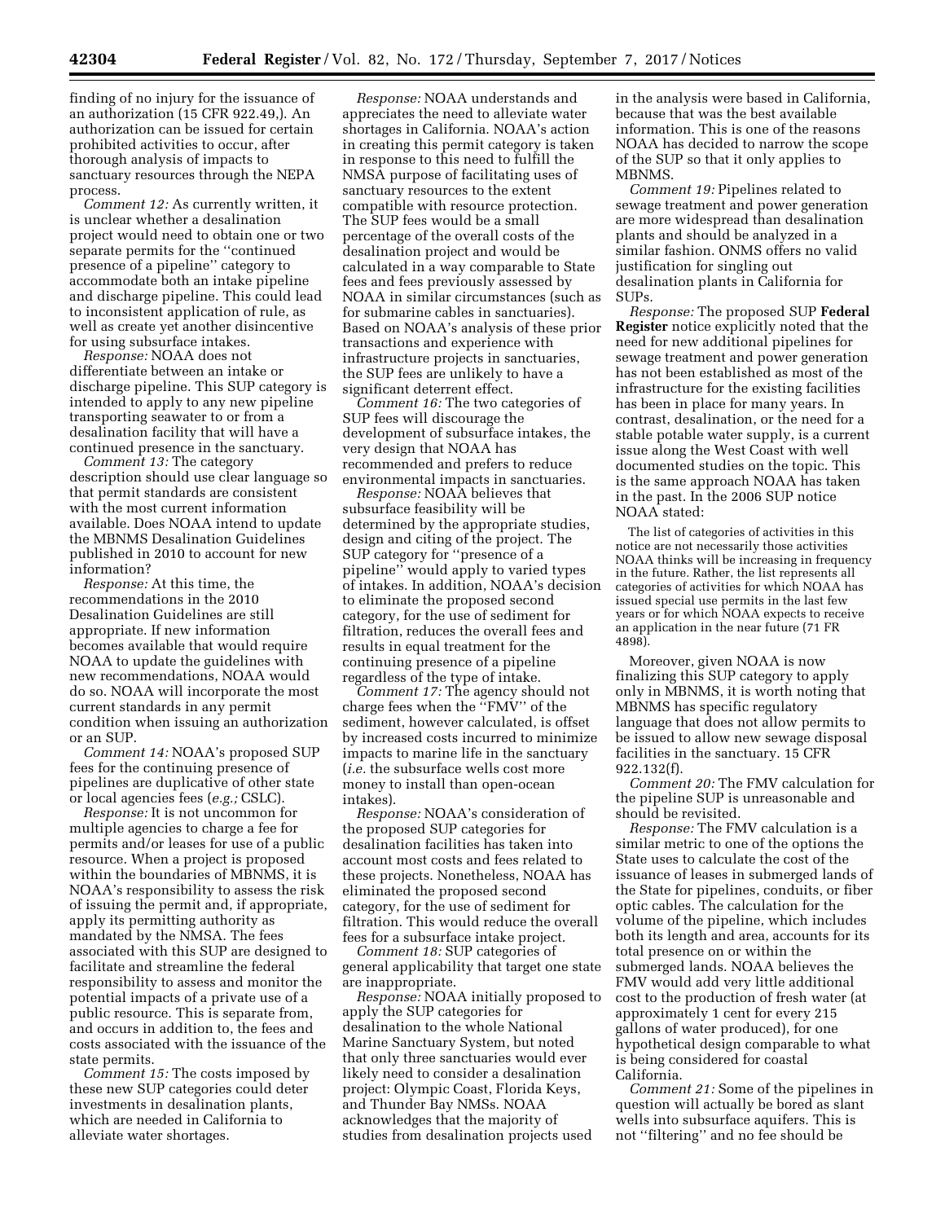finding of no injury for the issuance of an authorization (15 CFR 922.49,). An authorization can be issued for certain prohibited activities to occur, after thorough analysis of impacts to sanctuary resources through the NEPA process.

*Comment 12:* As currently written, it is unclear whether a desalination project would need to obtain one or two separate permits for the ''continued presence of a pipeline'' category to accommodate both an intake pipeline and discharge pipeline. This could lead to inconsistent application of rule, as well as create yet another disincentive for using subsurface intakes.

*Response:* NOAA does not differentiate between an intake or discharge pipeline. This SUP category is intended to apply to any new pipeline transporting seawater to or from a desalination facility that will have a continued presence in the sanctuary.

*Comment 13:* The category description should use clear language so that permit standards are consistent with the most current information available. Does NOAA intend to update the MBNMS Desalination Guidelines published in 2010 to account for new information?

*Response:* At this time, the recommendations in the 2010 Desalination Guidelines are still appropriate. If new information becomes available that would require NOAA to update the guidelines with new recommendations, NOAA would do so. NOAA will incorporate the most current standards in any permit condition when issuing an authorization or an SUP.

*Comment 14:* NOAA's proposed SUP fees for the continuing presence of pipelines are duplicative of other state or local agencies fees (*e.g.;* CSLC).

*Response:* It is not uncommon for multiple agencies to charge a fee for permits and/or leases for use of a public resource. When a project is proposed within the boundaries of MBNMS, it is NOAA's responsibility to assess the risk of issuing the permit and, if appropriate, apply its permitting authority as mandated by the NMSA. The fees associated with this SUP are designed to facilitate and streamline the federal responsibility to assess and monitor the potential impacts of a private use of a public resource. This is separate from, and occurs in addition to, the fees and costs associated with the issuance of the state permits.

*Comment 15:* The costs imposed by these new SUP categories could deter investments in desalination plants, which are needed in California to alleviate water shortages.

*Response:* NOAA understands and appreciates the need to alleviate water shortages in California. NOAA's action in creating this permit category is taken in response to this need to fulfill the NMSA purpose of facilitating uses of sanctuary resources to the extent compatible with resource protection. The SUP fees would be a small percentage of the overall costs of the desalination project and would be calculated in a way comparable to State fees and fees previously assessed by NOAA in similar circumstances (such as for submarine cables in sanctuaries). Based on NOAA's analysis of these prior transactions and experience with infrastructure projects in sanctuaries, the SUP fees are unlikely to have a significant deterrent effect.

*Comment 16:* The two categories of SUP fees will discourage the development of subsurface intakes, the very design that NOAA has recommended and prefers to reduce environmental impacts in sanctuaries.

*Response:* NOAA believes that subsurface feasibility will be determined by the appropriate studies, design and citing of the project. The SUP category for ''presence of a pipeline'' would apply to varied types of intakes. In addition, NOAA's decision to eliminate the proposed second category, for the use of sediment for filtration, reduces the overall fees and results in equal treatment for the continuing presence of a pipeline regardless of the type of intake.

*Comment 17:* The agency should not charge fees when the ''FMV'' of the sediment, however calculated, is offset by increased costs incurred to minimize impacts to marine life in the sanctuary (*i.e.* the subsurface wells cost more money to install than open-ocean intakes).

*Response:* NOAA's consideration of the proposed SUP categories for desalination facilities has taken into account most costs and fees related to these projects. Nonetheless, NOAA has eliminated the proposed second category, for the use of sediment for filtration. This would reduce the overall fees for a subsurface intake project.

*Comment 18:* SUP categories of general applicability that target one state are inappropriate.

*Response:* NOAA initially proposed to apply the SUP categories for desalination to the whole National Marine Sanctuary System, but noted that only three sanctuaries would ever likely need to consider a desalination project: Olympic Coast, Florida Keys, and Thunder Bay NMSs. NOAA acknowledges that the majority of studies from desalination projects used in the analysis were based in California, because that was the best available information. This is one of the reasons NOAA has decided to narrow the scope of the SUP so that it only applies to MBNMS.

*Comment 19:* Pipelines related to sewage treatment and power generation are more widespread than desalination plants and should be analyzed in a similar fashion. ONMS offers no valid justification for singling out desalination plants in California for SUPs.

*Response:* The proposed SUP **Federal Register** notice explicitly noted that the need for new additional pipelines for sewage treatment and power generation has not been established as most of the infrastructure for the existing facilities has been in place for many years. In contrast, desalination, or the need for a stable potable water supply, is a current issue along the West Coast with well documented studies on the topic. This is the same approach NOAA has taken in the past. In the 2006 SUP notice NOAA stated:

> The list of categories of activities in this notice are not necessarily those activities NOAA thinks will be increasing in frequency in the future. Rather, the list represents all categories of activities for which NOAA has issued special use permits in the last few years or for which NOAA expects to receive an application in the near future (71 FR 4898).

Moreover, given NOAA is now finalizing this SUP category to apply only in MBNMS, it is worth noting that MBNMS has specific regulatory language that does not allow permits to be issued to allow new sewage disposal facilities in the sanctuary. 15 CFR 922.132(f).

*Comment 20:* The FMV calculation for the pipeline SUP is unreasonable and should be revisited.

*Response:* The FMV calculation is a similar metric to one of the options the State uses to calculate the cost of the issuance of leases in submerged lands of the State for pipelines, conduits, or fiber optic cables. The calculation for the volume of the pipeline, which includes both its length and area, accounts for its total presence on or within the submerged lands. NOAA believes the FMV would add very little additional cost to the production of fresh water (at approximately 1 cent for every 215 gallons of water produced), for one hypothetical design comparable to what is being considered for coastal California.

*Comment 21:* Some of the pipelines in question will actually be bored as slant wells into subsurface aquifers. This is not ''filtering'' and no fee should be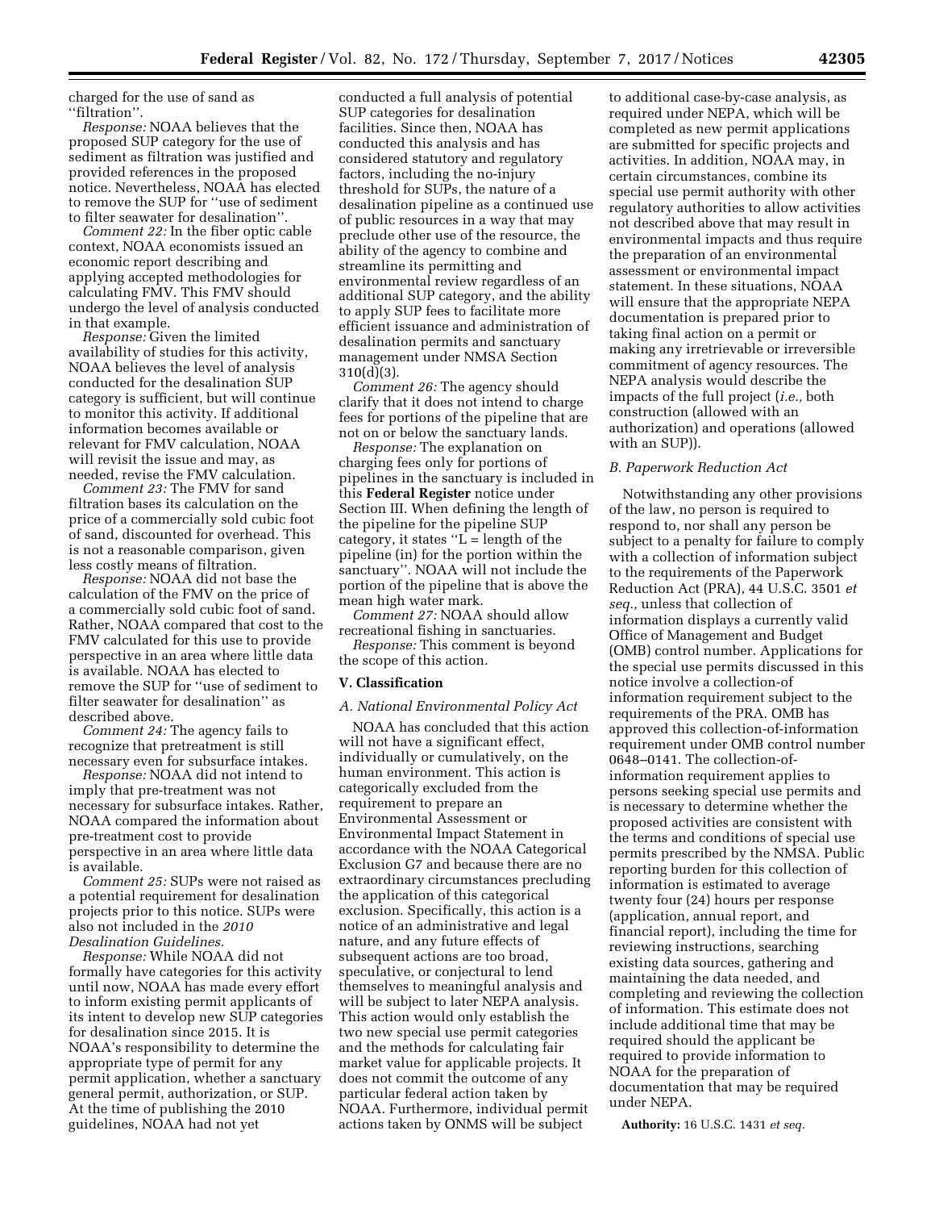charged for the use of sand as ''filtration''.

*Response:* NOAA believes that the proposed SUP category for the use of sediment as filtration was justified and provided references in the proposed notice. Nevertheless, NOAA has elected to remove the SUP for ''use of sediment to filter seawater for desalination''.

*Comment 22:* In the fiber optic cable context, NOAA economists issued an economic report describing and applying accepted methodologies for calculating FMV. This FMV should undergo the level of analysis conducted in that example.

*Response:* Given the limited availability of studies for this activity, NOAA believes the level of analysis conducted for the desalination SUP category is sufficient, but will continue to monitor this activity. If additional information becomes available or relevant for FMV calculation, NOAA will revisit the issue and may, as needed, revise the FMV calculation.

*Comment 23:* The FMV for sand filtration bases its calculation on the price of a commercially sold cubic foot of sand, discounted for overhead. This is not a reasonable comparison, given less costly means of filtration.

*Response:* NOAA did not base the calculation of the FMV on the price of a commercially sold cubic foot of sand. Rather, NOAA compared that cost to the FMV calculated for this use to provide perspective in an area where little data is available. NOAA has elected to remove the SUP for ''use of sediment to filter seawater for desalination'' as described above.

*Comment 24:* The agency fails to recognize that pretreatment is still necessary even for subsurface intakes.

*Response:* NOAA did not intend to imply that pre-treatment was not necessary for subsurface intakes. Rather, NOAA compared the information about pre-treatment cost to provide perspective in an area where little data is available.

*Comment 25:* SUPs were not raised as a potential requirement for desalination projects prior to this notice. SUPs were also not included in the *2010 Desalination Guidelines.*

*Response:* While NOAA did not formally have categories for this activity until now, NOAA has made every effort to inform existing permit applicants of its intent to develop new SUP categories for desalination since 2015. It is NOAA's responsibility to determine the appropriate type of permit for any permit application, whether a sanctuary general permit, authorization, or SUP. At the time of publishing the 2010 guidelines, NOAA had not yet conducted a full analysis of potential SUP categories for desalination facilities. Since then, NOAA has conducted this analysis and has considered statutory and regulatory factors, including the no-injury threshold for SUPs, the nature of a desalination pipeline as a continued use of public resources in a way that may preclude other use of the resource, the ability of the agency to combine and streamline its permitting and environmental review regardless of an additional SUP category, and the ability to apply SUP fees to facilitate more efficient issuance and administration of desalination permits and sanctuary management under NMSA Section 310(d)(3).

*Comment 26:* The agency should clarify that it does not intend to charge fees for portions of the pipeline that are not on or below the sanctuary lands.

*Response:* The explanation on charging fees only for portions of pipelines in the sanctuary is included in this **Federal Register** notice under Section III. When defining the length of the pipeline for the pipeline SUP category, it states ''L = length of the pipeline (in) for the portion within the sanctuary''. NOAA will not include the portion of the pipeline that is above the mean high water mark.

*Comment 27:* NOAA should allow recreational fishing in sanctuaries.

*Response:* This comment is beyond the scope of this action.

## V. Classification

### *A. National Environmental Policy Act*

NOAA has concluded that this action will not have a significant effect, individually or cumulatively, on the human environment. This action is categorically excluded from the requirement to prepare an Environmental Assessment or Environmental Impact Statement in accordance with the NOAA Categorical Exclusion G7 and because there are no extraordinary circumstances precluding the application of this categorical exclusion. Specifically, this action is a notice of an administrative and legal nature, and any future effects of subsequent actions are too broad, speculative, or conjectural to lend themselves to meaningful analysis and will be subject to later NEPA analysis. This action would only establish the two new special use permit categories and the methods for calculating fair market value for applicable projects. It does not commit the outcome of any particular federal action taken by NOAA. Furthermore, individual permit actions taken by ONMS will be subject to additional case-by-case analysis, as required under NEPA, which will be completed as new permit applications are submitted for specific projects and activities. In addition, NOAA may, in certain circumstances, combine its special use permit authority with other regulatory authorities to allow activities not described above that may result in environmental impacts and thus require the preparation of an environmental assessment or environmental impact statement. In these situations, NOAA will ensure that the appropriate NEPA documentation is prepared prior to taking final action on a permit or making any irretrievable or irreversible commitment of agency resources. The NEPA analysis would describe the impacts of the full project (*i.e.,* both construction (allowed with an authorization) and operations (allowed with an SUP)).

### *B. Paperwork Reduction Act*

Notwithstanding any other provisions of the law, no person is required to respond to, nor shall any person be subject to a penalty for failure to comply with a collection of information subject to the requirements of the Paperwork Reduction Act (PRA), 44 U.S.C. 3501 *et seq.,* unless that collection of information displays a currently valid Office of Management and Budget (OMB) control number. Applications for the special use permits discussed in this notice involve a collection-of-information requirement subject to the requirements of the PRA. OMB has approved this collection-of-information requirement under OMB control number 0648–0141. The collection-of-information requirement applies to persons seeking special use permits and is necessary to determine whether the proposed activities are consistent with the terms and conditions of special use permits prescribed by the NMSA. Public reporting burden for this collection of information is estimated to average twenty four (24) hours per response (application, annual report, and financial report), including the time for reviewing instructions, searching existing data sources, gathering and maintaining the data needed, and completing and reviewing the collection of information. This estimate does not include additional time that may be required should the applicant be required to provide information to NOAA for the preparation of documentation that may be required under NEPA.

**Authority:** 16 U.S.C. 1431 *et seq.*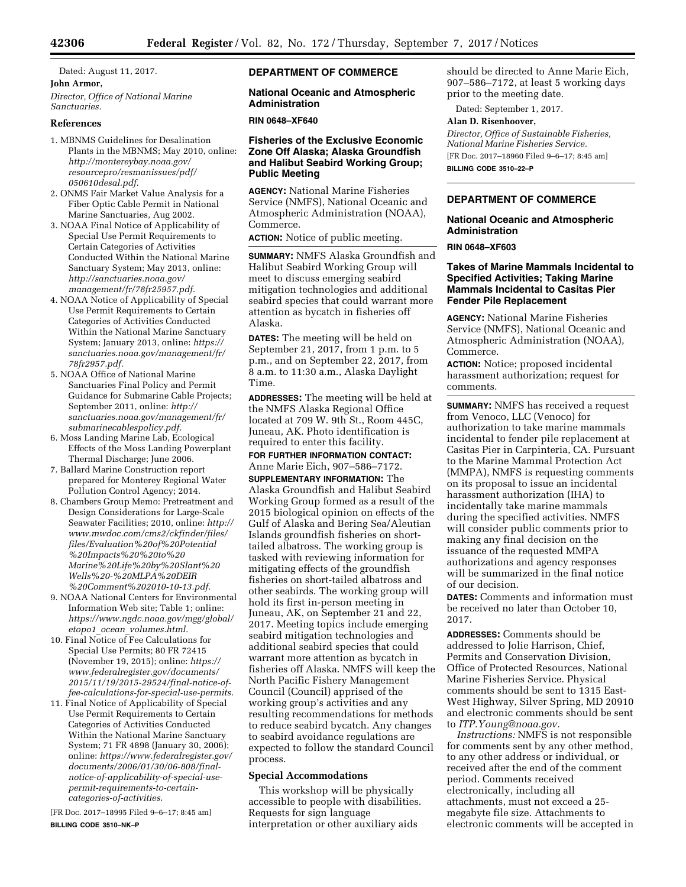Dated: August 11, 2017.

**John Armor,**

*Director, Office of National Marine Sanctuaries.*

### References

1. MBNMS Guidelines for Desalination Plants in the MBNMS; May 2010, online: *http://montereybay.noaa.gov/resourcepro/resmanissues/pdf/050610desal.pdf.*
2. ONMS Fair Market Value Analysis for a Fiber Optic Cable Permit in National Marine Sanctuaries, Aug 2002.
3. NOAA Final Notice of Applicability of Special Use Permit Requirements to Certain Categories of Activities Conducted Within the National Marine Sanctuary System; May 2013, online: *http://sanctuaries.noaa.gov/management/fr/78fr25957.pdf.*
4. NOAA Notice of Applicability of Special Use Permit Requirements to Certain Categories of Activities Conducted Within the National Marine Sanctuary System; January 2013, online: *https://sanctuaries.noaa.gov/management/fr/78fr2957.pdf.*
5. NOAA Office of National Marine Sanctuaries Final Policy and Permit Guidance for Submarine Cable Projects; September 2011, online: *http://sanctuaries.noaa.gov/management/fr/submarinecablespolicy.pdf.*
6. Moss Landing Marine Lab, Ecological Effects of the Moss Landing Powerplant Thermal Discharge; June 2006.
7. Ballard Marine Construction report prepared for Monterey Regional Water Pollution Control Agency; 2014.
8. Chambers Group Memo: Pretreatment and Design Considerations for Large-Scale Seawater Facilities; 2010, online: *http://www.mwdoc.com/cms2/ckfinder/files/files/Evaluation%20of%20Potential%20Impacts%20%20to%20Marine%20Life%20by%20Slant%20Wells%20-%20MLPA%20DEIR%20Comment%202010-10-13.pdf.*
9. NOAA National Centers for Environmental Information Web site; Table 1; online: *https://www.ngdc.noaa.gov/mgg/global/etopo1_ocean_volumes.html.*
10. Final Notice of Fee Calculations for Special Use Permits; 80 FR 72415 (November 19, 2015); online: *https://www.federalregister.gov/documents/2015/11/19/2015-29524/final-notice-of-fee-calculations-for-special-use-permits.*
11. Final Notice of Applicability of Special Use Permit Requirements to Certain Categories of Activities Conducted Within the National Marine Sanctuary System; 71 FR 4898 (January 30, 2006); online: *https://www.federalregister.gov/documents/2006/01/30/06-808/final-notice-of-applicability-of-special-use-permit-requirements-to-certain-categories-of-activities.*

[FR Doc. 2017–18995 Filed 9–6–17; 8:45 am]

**BILLING CODE 3510–NK–P**

---

## DEPARTMENT OF COMMERCE

### National Oceanic and Atmospheric Administration

**RIN 0648–XF640**

### Fisheries of the Exclusive Economic Zone Off Alaska; Alaska Groundfish and Halibut Seabird Working Group; Public Meeting

**AGENCY:** National Marine Fisheries Service (NMFS), National Oceanic and Atmospheric Administration (NOAA), Commerce.

**ACTION:** Notice of public meeting.

**SUMMARY:** NMFS Alaska Groundfish and Halibut Seabird Working Group will meet to discuss emerging seabird mitigation technologies and additional seabird species that could warrant more attention as bycatch in fisheries off Alaska.

**DATES:** The meeting will be held on September 21, 2017, from 1 p.m. to 5 p.m., and on September 22, 2017, from 8 a.m. to 11:30 a.m., Alaska Daylight Time.

**ADDRESSES:** The meeting will be held at the NMFS Alaska Regional Office located at 709 W. 9th St., Room 445C, Juneau, AK. Photo identification is required to enter this facility.

**FOR FURTHER INFORMATION CONTACT:** Anne Marie Eich, 907–586–7172.

**SUPPLEMENTARY INFORMATION:** The Alaska Groundfish and Halibut Seabird Working Group formed as a result of the 2015 biological opinion on effects of the Gulf of Alaska and Bering Sea/Aleutian Islands groundfish fisheries on short-tailed albatross. The working group is tasked with reviewing information for mitigating effects of the groundfish fisheries on short-tailed albatross and other seabirds. The working group will hold its first in-person meeting in Juneau, AK, on September 21 and 22, 2017. Meeting topics include emerging seabird mitigation technologies and additional seabird species that could warrant more attention as bycatch in fisheries off Alaska. NMFS will keep the North Pacific Fishery Management Council (Council) apprised of the working group's activities and any resulting recommendations for methods to reduce seabird bycatch. Any changes to seabird avoidance regulations are expected to follow the standard Council process.

#### Special Accommodations

This workshop will be physically accessible to people with disabilities. Requests for sign language interpretation or other auxiliary aids should be directed to Anne Marie Eich, 907–586–7172, at least 5 working days prior to the meeting date.

Dated: September 1, 2017.

**Alan D. Risenhoover,**

*Director, Office of Sustainable Fisheries, National Marine Fisheries Service.*

[FR Doc. 2017–18960 Filed 9–6–17; 8:45 am]

**BILLING CODE 3510–22–P**

---

## DEPARTMENT OF COMMERCE

### National Oceanic and Atmospheric Administration

**RIN 0648–XF603**

### Takes of Marine Mammals Incidental to Specified Activities; Taking Marine Mammals Incidental to Casitas Pier Fender Pile Replacement

**AGENCY:** National Marine Fisheries Service (NMFS), National Oceanic and Atmospheric Administration (NOAA), Commerce.

**ACTION:** Notice; proposed incidental harassment authorization; request for comments.

**SUMMARY:** NMFS has received a request from Venoco, LLC (Venoco) for authorization to take marine mammals incidental to fender pile replacement at Casitas Pier in Carpinteria, CA. Pursuant to the Marine Mammal Protection Act (MMPA), NMFS is requesting comments on its proposal to issue an incidental harassment authorization (IHA) to incidentally take marine mammals during the specified activities. NMFS will consider public comments prior to making any final decision on the issuance of the requested MMPA authorizations and agency responses will be summarized in the final notice of our decision.

**DATES:** Comments and information must be received no later than October 10, 2017.

**ADDRESSES:** Comments should be addressed to Jolie Harrison, Chief, Permits and Conservation Division, Office of Protected Resources, National Marine Fisheries Service. Physical comments should be sent to 1315 East-West Highway, Silver Spring, MD 20910 and electronic comments should be sent to *ITP.Young@noaa.gov.*

*Instructions:* NMFS is not responsible for comments sent by any other method, to any other address or individual, or received after the end of the comment period. Comments received electronically, including all attachments, must not exceed a 25-megabyte file size. Attachments to electronic comments will be accepted in